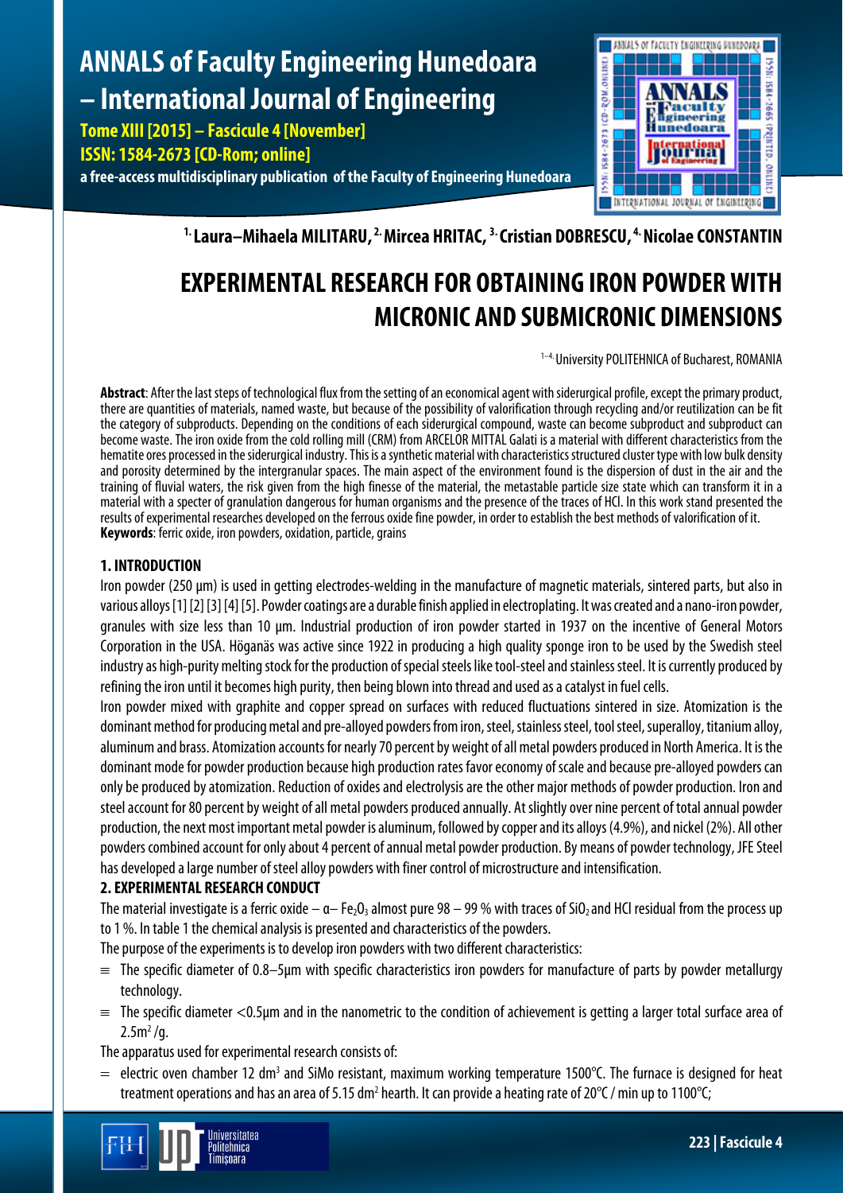# ANNALS of Faculty Engineering Hunedoara – International Journal of Engineering

**Tome XIII [2015] – Fascicule 4 [November]**
**ISSN: 1584-2673 [CD-Rom; online]**
**a free-access multidisciplinary publication of the Faculty of Engineering Hunedoara**

**[1.] Laura–Mihaela MILITARU, [2.] Mircea HRITAC, [3.] Cristian DOBRESCU, [4.] Nicolae CONSTANTIN**

# EXPERIMENTAL RESEARCH FOR OBTAINING IRON POWDER WITH MICRONIC AND SUBMICRONIC DIMENSIONS

[1–4.] University POLITEHNICA of Bucharest, ROMANIA

**Abstract**: After the last steps of technological flux from the setting of an economical agent with siderurgical profile, except the primary product, there are quantities of materials, named waste, but because of the possibility of valorification through recycling and/or reutilization can be fit the category of subproducts. Depending on the conditions of each siderurgical compound, waste can become subproduct and subproduct can become waste. The iron oxide from the cold rolling mill (CRM) from ARCELOR MITTAL Galati is a material with different characteristics from the hematite ores processed in the siderurgical industry. This is a synthetic material with characteristics structured cluster type with low bulk density and porosity determined by the intergranular spaces. The main aspect of the environment found is the dispersion of dust in the air and the training of fluvial waters, the risk given from the high finesse of the material, the metastable particle size state which can transform it in a material with a specter of granulation dangerous for human organisms and the presence of the traces of HCl. In this work stand presented the results of experimental researches developed on the ferrous oxide fine powder, in order to establish the best methods of valorification of it.
**Keywords**: ferric oxide, iron powders, oxidation, particle, grains

## 1. INTRODUCTION

Iron powder (250 µm) is used in getting electrodes-welding in the manufacture of magnetic materials, sintered parts, but also in various alloys [1] [2] [3] [4] [5]. Powder coatings are a durable finish applied in electroplating. It was created and a nano-iron powder, granules with size less than 10 µm. Industrial production of iron powder started in 1937 on the incentive of General Motors Corporation in the USA. Höganäs was active since 1922 in producing a high quality sponge iron to be used by the Swedish steel industry as high-purity melting stock for the production of special steels like tool-steel and stainless steel. It is currently produced by refining the iron until it becomes high purity, then being blown into thread and used as a catalyst in fuel cells.

Iron powder mixed with graphite and copper spread on surfaces with reduced fluctuations sintered in size. Atomization is the dominant method for producing metal and pre-alloyed powders from iron, steel, stainless steel, tool steel, superalloy, titanium alloy, aluminum and brass. Atomization accounts for nearly 70 percent by weight of all metal powders produced in North America. It is the dominant mode for powder production because high production rates favor economy of scale and because pre-alloyed powders can only be produced by atomization. Reduction of oxides and electrolysis are the other major methods of powder production. Iron and steel account for 80 percent by weight of all metal powders produced annually. At slightly over nine percent of total annual powder production, the next most important metal powder is aluminum, followed by copper and its alloys (4.9%), and nickel (2%). All other powders combined account for only about 4 percent of annual metal powder production. By means of powder technology, JFE Steel has developed a large number of steel alloy powders with finer control of microstructure and intensification.

## 2. EXPERIMENTAL RESEARCH CONDUCT

The material investigate is a ferric oxide – α– $Fe_2O_3$ almost pure 98 – 99 % with traces of $SiO_2$ and HCl residual from the process up to 1 %. In table 1 the chemical analysis is presented and characteristics of the powders.

The purpose of the experiments is to develop iron powders with two different characteristics:

- The specific diameter of 0.8–5µm with specific characteristics iron powders for manufacture of parts by powder metallurgy technology.
- The specific diameter <0.5µm and in the nanometric to the condition of achievement is getting a larger total surface area of 2.5m$^2$/g.

The apparatus used for experimental research consists of:

- electric oven chamber 12 dm$^3$ and SiMo resistant, maximum working temperature 1500°C. The furnace is designed for heat treatment operations and has an area of 5.15 dm$^2$ hearth. It can provide a heating rate of 20°C / min up to 1100°C;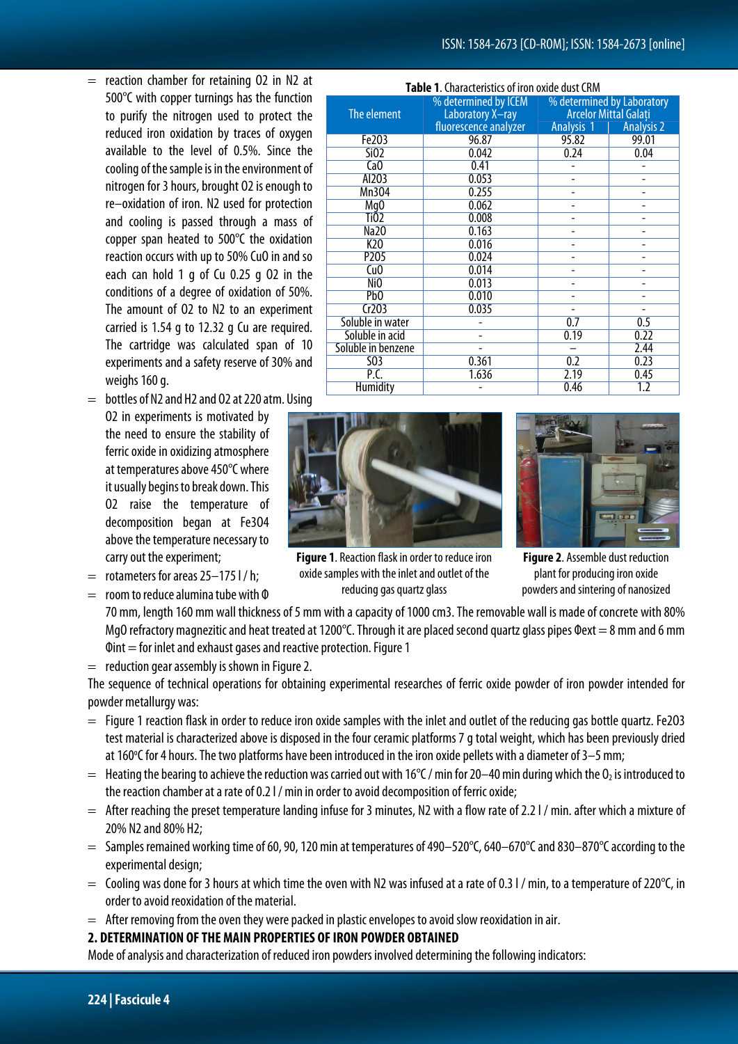- reaction chamber for retaining $O_2$ in $N_2$ at 500°C with copper turnings has the function to purify the nitrogen used to protect the reduced iron oxidation by traces of oxygen available to the level of 0.5%. Since the cooling of the sample is in the environment of nitrogen for 3 hours, brought $O_2$ is enough to re–oxidation of iron. $N_2$ used for protection and cooling is passed through a mass of copper span heated to 500°C the oxidation reaction occurs with up to 50% CuO in and so each can hold 1 g of Cu 0.25 g $O_2$ in the conditions of a degree of oxidation of 50%. The amount of $O_2$ to $N_2$ to an experiment carried is 1.54 g to 12.32 g Cu are required. The cartridge was calculated span of 10 experiments and a safety reserve of 30% and weighs 160 g.
- bottles of $N_2$ and $H_2$ and $O_2$ at 220 atm. Using $O_2$ in experiments is motivated by the need to ensure the stability of ferric oxide in oxidizing atmosphere at temperatures above 450°C where it usually begins to break down. This $O_2$ raise the temperature of decomposition began at $Fe_3O_4$ above the temperature necessary to carry out the experiment;
- rotameters for areas 25–175 l / h;
- room to reduce alumina tube with Φ 70 mm, length 160 mm wall thickness of 5 mm with a capacity of 1000 cm3. The removable wall is made of concrete with 80% MgO refractory magnezitic and heat treated at 1200°C. Through it are placed second quartz glass pipes Φext = 8 mm and 6 mm Φint = for inlet and exhaust gases and reactive protection. Figure 1
- reduction gear assembly is shown in Figure 2.

**Table 1**. Characteristics of iron oxide dust CRM

| The element | % determined by ICEM Laboratory X–ray fluorescence analyzer | % determined by Laboratory Arcelor Mittal Galați | |
|---|---|---|---|
| | | Analysis 1 | Analysis 2 |
| $Fe_2O_3$ | 96.87 | 95.82 | 99.01 |
| $SiO_2$ | 0.042 | 0.24 | 0.04 |
| CaO | 0.41 | - | - |
| $Al_2O_3$ | 0.053 | - | - |
| $Mn_3O_4$ | 0.255 | - | - |
| MgO | 0.062 | - | - |
| $TiO_2$ | 0.008 | - | - |
| $Na_2O$ | 0.163 | - | - |
| $K_2O$ | 0.016 | - | - |
| $P_2O_5$ | 0.024 | - | - |
| CuO | 0.014 | - | - |
| NiO | 0.013 | - | - |
| PbO | 0.010 | - | - |
| $Cr_2O_3$ | 0.035 | - | - |
| Soluble in water | - | 0.7 | 0.5 |
| Soluble in acid | - | 0.19 | 0.22 |
| Soluble in benzene | - | – | 2.44 |
| $SO_3$ | 0.361 | 0.2 | 0.23 |
| P.C. | 1.636 | 2.19 | 0.45 |
| Humidity | - | 0.46 | 1.2 |

**Figure 1**. Reaction flask in order to reduce iron oxide samples with the inlet and outlet of the reducing gas quartz glass

**Figure 2**. Assemble dust reduction plant for producing iron oxide powders and sintering of nanosized

The sequence of technical operations for obtaining experimental researches of ferric oxide powder of iron powder intended for powder metallurgy was:

- Figure 1 reaction flask in order to reduce iron oxide samples with the inlet and outlet of the reducing gas bottle quartz. $Fe_2O_3$ test material is characterized above is disposed in the four ceramic platforms 7 g total weight, which has been previously dried at 160°C for 4 hours. The two platforms have been introduced in the iron oxide pellets with a diameter of 3–5 mm;
- Heating the bearing to achieve the reduction was carried out with 16°C / min for 20–40 min during which the $O_2$ is introduced to the reaction chamber at a rate of 0.2 l / min in order to avoid decomposition of ferric oxide;
- After reaching the preset temperature landing infuse for 3 minutes, $N_2$ with a flow rate of 2.2 l / min. after which a mixture of 20% $N_2$ and 80% $H_2$;
- Samples remained working time of 60, 90, 120 min at temperatures of 490–520°C, 640–670°C and 830–870°C according to the experimental design;
- Cooling was done for 3 hours at which time the oven with $N_2$ was infused at a rate of 0.3 l / min, to a temperature of 220°C, in order to avoid reoxidation of the material.
- After removing from the oven they were packed in plastic envelopes to avoid slow reoxidation in air.

## 2. DETERMINATION OF THE MAIN PROPERTIES OF IRON POWDER OBTAINED

Mode of analysis and characterization of reduced iron powders involved determining the following indicators: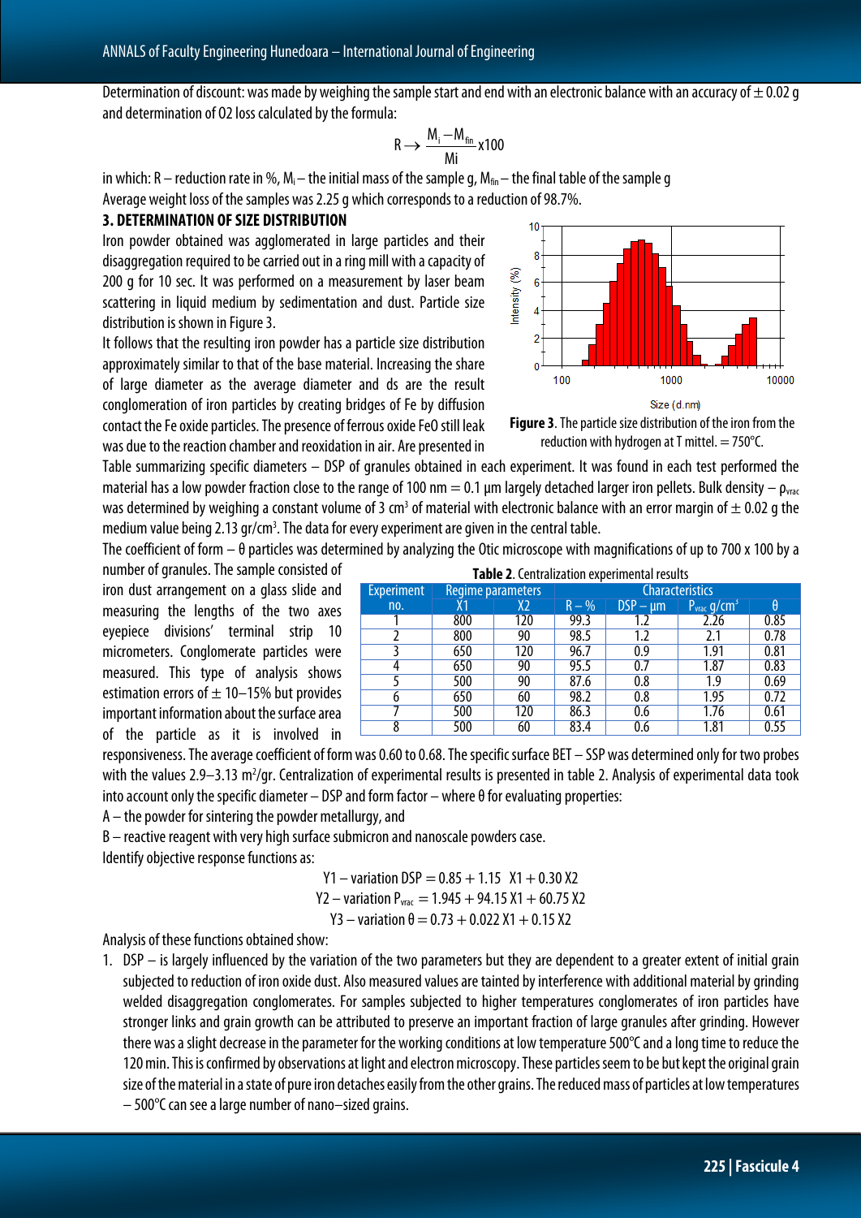Determination of discount: was made by weighing the sample start and end with an electronic balance with an accuracy of ± 0.02 g and determination of O2 loss calculated by the formula:

$$R \rightarrow \frac{M_i - M_{fin}}{Mi} x100$$

in which: R – reduction rate in %, $M_i$ – the initial mass of the sample g, $M_{fin}$ – the final table of the sample g

Average weight loss of the samples was 2.25 g which corresponds to a reduction of 98.7%.

### 3. DETERMINATION OF SIZE DISTRIBUTION

Iron powder obtained was agglomerated in large particles and their disaggregation required to be carried out in a ring mill with a capacity of 200 g for 10 sec. It was performed on a measurement by laser beam scattering in liquid medium by sedimentation and dust. Particle size distribution is shown in Figure 3.

Intensity (%)
10
8
6
4
2
0
100
1000
10000
Size (d.nm)

**Figure 3**. The particle size distribution of the iron from the reduction with hydrogen at T mittel. = 750°C.

It follows that the resulting iron powder has a particle size distribution approximately similar to that of the base material. Increasing the share of large diameter as the average diameter and ds are the result conglomeration of iron particles by creating bridges of Fe by diffusion contact the Fe oxide particles. The presence of ferrous oxide FeO still leak was due to the reaction chamber and reoxidation in air. Are presented in Table summarizing specific diameters – DSP of granules obtained in each experiment. It was found in each test performed the material has a low powder fraction close to the range of 100 nm = 0.1 µm largely detached larger iron pellets. Bulk density – $\rho_{vrac}$ was determined by weighing a constant volume of 3 cm$^3$ of material with electronic balance with an error margin of ± 0.02 g the medium value being 2.13 gr/cm$^3$. The data for every experiment are given in the central table.

The coefficient of form – θ particles was determined by analyzing the Otic microscope with magnifications of up to 700 x 100 by a number of granules. The sample consisted of iron dust arrangement on a glass slide and measuring the lengths of the two axes eyepiece divisions' terminal strip 10 micrometers. Conglomerate particles were measured. This type of analysis shows estimation errors of ± 10–15% but provides important information about the surface area of the particle as it is involved in responsiveness. The average coefficient of form was 0.60 to 0.68. The specific surface BET – SSP was determined only for two probes with the values 2.9–3.13 m$^2$/gr. Centralization of experimental results is presented in table 2. Analysis of experimental data took into account only the specific diameter – DSP and form factor – where θ for evaluating properties:

**Table 2**. Centralization experimental results

| Experiment no. | Regime parameters | | Characteristics | | | |
|---|---|---|---|---|---|---|
| | X1 | X2 | R – % | DSP – µm | $P_{vrac}$ g/cm$^3$ | θ |
| 1 | 800 | 120 | 99.3 | 1.2 | 2.26 | 0.85 |
| 2 | 800 | 90 | 98.5 | 1.2 | 2.1 | 0.78 |
| 3 | 650 | 120 | 96.7 | 0.9 | 1.91 | 0.81 |
| 4 | 650 | 90 | 95.5 | 0.7 | 1.87 | 0.83 |
| 5 | 500 | 90 | 87.6 | 0.8 | 1.9 | 0.69 |
| 6 | 650 | 60 | 98.2 | 0.8 | 1.95 | 0.72 |
| 7 | 500 | 120 | 86.3 | 0.6 | 1.76 | 0.61 |
| 8 | 500 | 60 | 83.4 | 0.6 | 1.81 | 0.55 |

A – the powder for sintering the powder metallurgy, and

B – reactive reagent with very high surface submicron and nanoscale powders case.

Identify objective response functions as:

$$Y1 - \text{variation DSP} = 0.85 + 1.15\ X1 + 0.30\ X2$$

$$Y2 - \text{variation } P_{vrac} = 1.945 + 94.15\ X1 + 60.75\ X2$$

$$Y3 - \text{variation } \theta = 0.73 + 0.022\ X1 + 0.15\ X2$$

Analysis of these functions obtained show:

1. DSP – is largely influenced by the variation of the two parameters but they are dependent to a greater extent of initial grain subjected to reduction of iron oxide dust. Also measured values are tainted by interference with additional material by grinding welded disaggregation conglomerates. For samples subjected to higher temperatures conglomerates of iron particles have stronger links and grain growth can be attributed to preserve an important fraction of large granules after grinding. However there was a slight decrease in the parameter for the working conditions at low temperature 500°C and a long time to reduce the 120 min. This is confirmed by observations at light and electron microscopy. These particles seem to be but kept the original grain size of the material in a state of pure iron detaches easily from the other grains. The reduced mass of particles at low temperatures – 500°C can see a large number of nano–sized grains.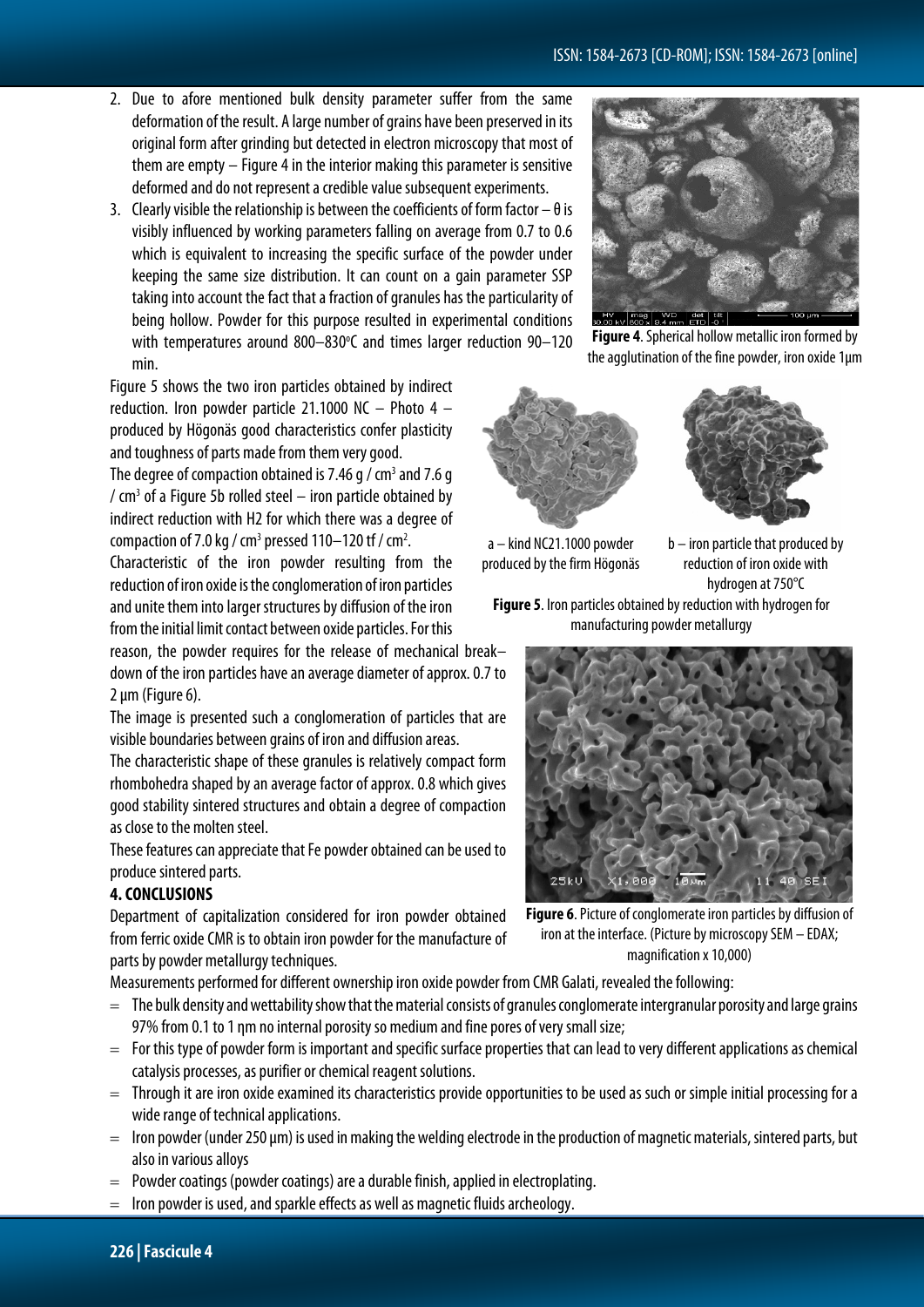2. Due to afore mentioned bulk density parameter suffer from the same deformation of the result. A large number of grains have been preserved in its original form after grinding but detected in electron microscopy that most of them are empty – Figure 4 in the interior making this parameter is sensitive deformed and do not represent a credible value subsequent experiments.
3. Clearly visible the relationship is between the coefficients of form factor – θ is visibly influenced by working parameters falling on average from 0.7 to 0.6 which is equivalent to increasing the specific surface of the powder under keeping the same size distribution. It can count on a gain parameter SSP taking into account the fact that a fraction of granules has the particularity of being hollow. Powder for this purpose resulted in experimental conditions with temperatures around 800–830°C and times larger reduction 90–120 min.

**Figure 4**. Spherical hollow metallic iron formed by the agglutination of the fine powder, iron oxide 1μm

Figure 5 shows the two iron particles obtained by indirect reduction. Iron powder particle 21.1000 NC – Photo 4 – produced by Högonäs good characteristics confer plasticity and toughness of parts made from them very good.

The degree of compaction obtained is 7.46 g / cm$^3$ and 7.6 g / cm$^3$ of a Figure 5b rolled steel – iron particle obtained by indirect reduction with H2 for which there was a degree of compaction of 7.0 kg / cm$^3$ pressed 110–120 tf / cm$^2$.

a – kind NC21.1000 powder produced by the firm Högonäs

b – iron particle that produced by reduction of iron oxide with hydrogen at 750°C

**Figure 5**. Iron particles obtained by reduction with hydrogen for manufacturing powder metallurgy

Characteristic of the iron powder resulting from the reduction of iron oxide is the conglomeration of iron particles and unite them into larger structures by diffusion of the iron from the initial limit contact between oxide particles. For this reason, the powder requires for the release of mechanical break–down of the iron particles have an average diameter of approx. 0.7 to 2 μm (Figure 6).

The image is presented such a conglomeration of particles that are visible boundaries between grains of iron and diffusion areas.

The characteristic shape of these granules is relatively compact form rhombohedra shaped by an average factor of approx. 0.8 which gives good stability sintered structures and obtain a degree of compaction as close to the molten steel.

These features can appreciate that Fe powder obtained can be used to produce sintered parts.

**Figure 6**. Picture of conglomerate iron particles by diffusion of iron at the interface. (Picture by microscopy SEM – EDAX; magnification x 10,000)

## 4. CONCLUSIONS

Department of capitalization considered for iron powder obtained from ferric oxide CMR is to obtain iron powder for the manufacture of parts by powder metallurgy techniques.

Measurements performed for different ownership iron oxide powder from CMR Galati, revealed the following:

- The bulk density and wettability show that the material consists of granules conglomerate intergranular porosity and large grains 97% from 0.1 to 1 ηm no internal porosity so medium and fine pores of very small size;
- For this type of powder form is important and specific surface properties that can lead to very different applications as chemical catalysis processes, as purifier or chemical reagent solutions.
- Through it are iron oxide examined its characteristics provide opportunities to be used as such or simple initial processing for a wide range of technical applications.
- Iron powder (under 250 μm) is used in making the welding electrode in the production of magnetic materials, sintered parts, but also in various alloys
- Powder coatings (powder coatings) are a durable finish, applied in electroplating.
- Iron powder is used, and sparkle effects as well as magnetic fluids archeology.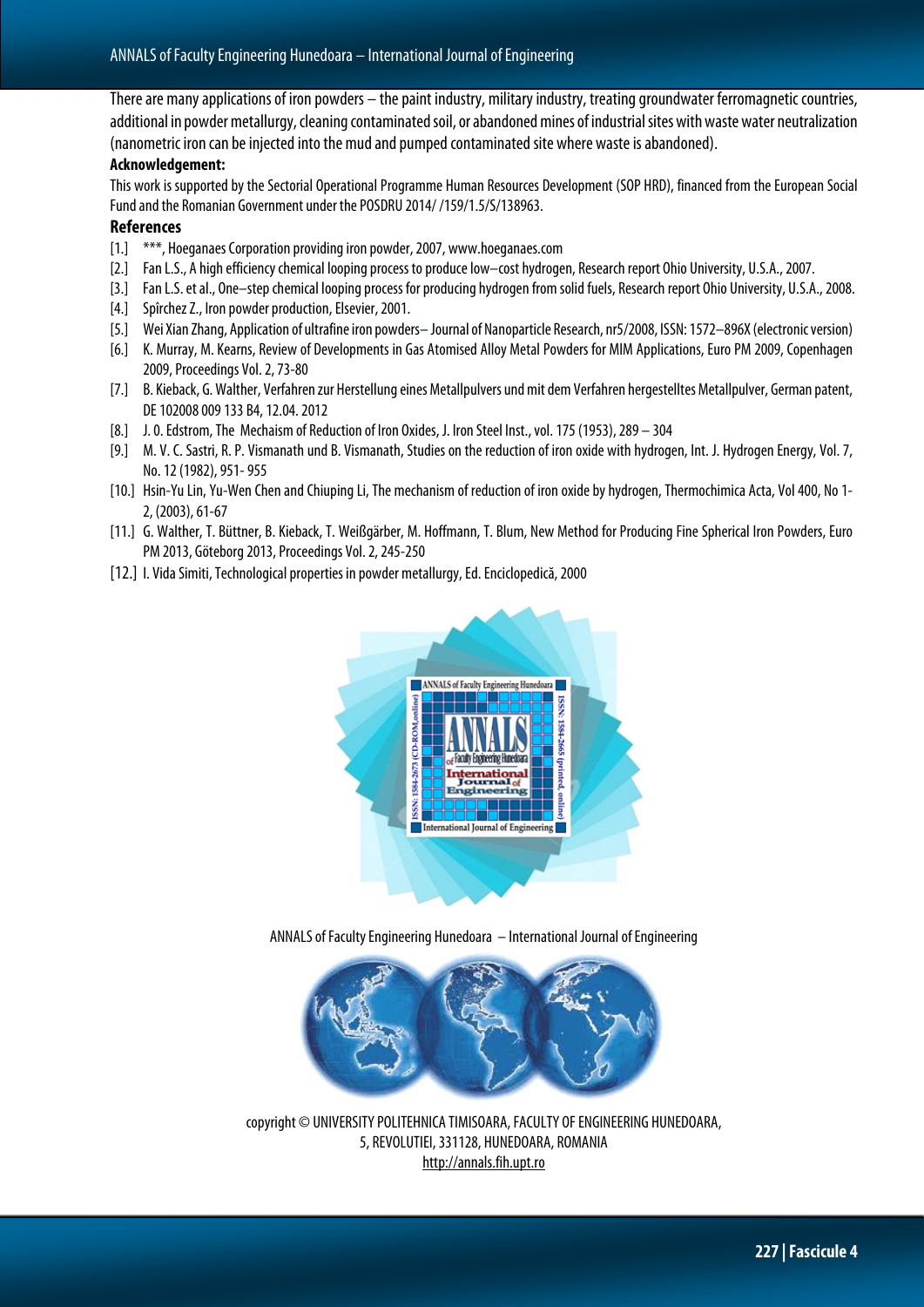There are many applications of iron powders – the paint industry, military industry, treating groundwater ferromagnetic countries, additional in powder metallurgy, cleaning contaminated soil, or abandoned mines of industrial sites with waste water neutralization (nanometric iron can be injected into the mud and pumped contaminated site where waste is abandoned).

**Acknowledgement:**

This work is supported by the Sectorial Operational Programme Human Resources Development (SOP HRD), financed from the European Social Fund and the Romanian Government under the POSDRU 2014/ /159/1.5/S/138963.

## References

[1.] ***, Hoeganaes Corporation providing iron powder, 2007, www.hoeganaes.com

[2.] Fan L.S., A high efficiency chemical looping process to produce low–cost hydrogen, Research report Ohio University, U.S.A., 2007.

[3.] Fan L.S. et al., One–step chemical looping process for producing hydrogen from solid fuels, Research report Ohio University, U.S.A., 2008.

[4.] Spîrchez Z., Iron powder production, Elsevier, 2001.

[5.] Wei Xian Zhang, Application of ultrafine iron powders– Journal of Nanoparticle Research, nr5/2008, ISSN: 1572–896X (electronic version)

[6.] K. Murray, M. Kearns, Review of Developments in Gas Atomised Alloy Metal Powders for MIM Applications, Euro PM 2009, Copenhagen 2009, Proceedings Vol. 2, 73-80

[7.] B. Kieback, G. Walther, Verfahren zur Herstellung eines Metallpulvers und mit dem Verfahren hergestelltes Metallpulver, German patent, DE 102008 009 133 B4, 12.04. 2012

[8.] J. O. Edstrom, The Mechaism of Reduction of Iron Oxides, J. Iron Steel Inst., vol. 175 (1953), 289 – 304

[9.] M. V. C. Sastri, R. P. Vismanath und B. Vismanath, Studies on the reduction of iron oxide with hydrogen, Int. J. Hydrogen Energy, Vol. 7, No. 12 (1982), 951- 955

[10.] Hsin-Yu Lin, Yu-Wen Chen and Chiuping Li, The mechanism of reduction of iron oxide by hydrogen, Thermochimica Acta, Vol 400, No 1-2, (2003), 61-67

[11.] G. Walther, T. Büttner, B. Kieback, T. Weißgärber, M. Hoffmann, T. Blum, New Method for Producing Fine Spherical Iron Powders, Euro PM 2013, Göteborg 2013, Proceedings Vol. 2, 245-250

[12.] I. Vida Simiti, Technological properties in powder metallurgy, Ed. Enciclopedică, 2000

ANNALS of Faculty Engineering Hunedoara – International Journal of Engineering

copyright © UNIVERSITY POLITEHNICA TIMISOARA, FACULTY OF ENGINEERING HUNEDOARA,
5, REVOLUTIEI, 331128, HUNEDOARA, ROMANIA
http://annals.fih.upt.ro